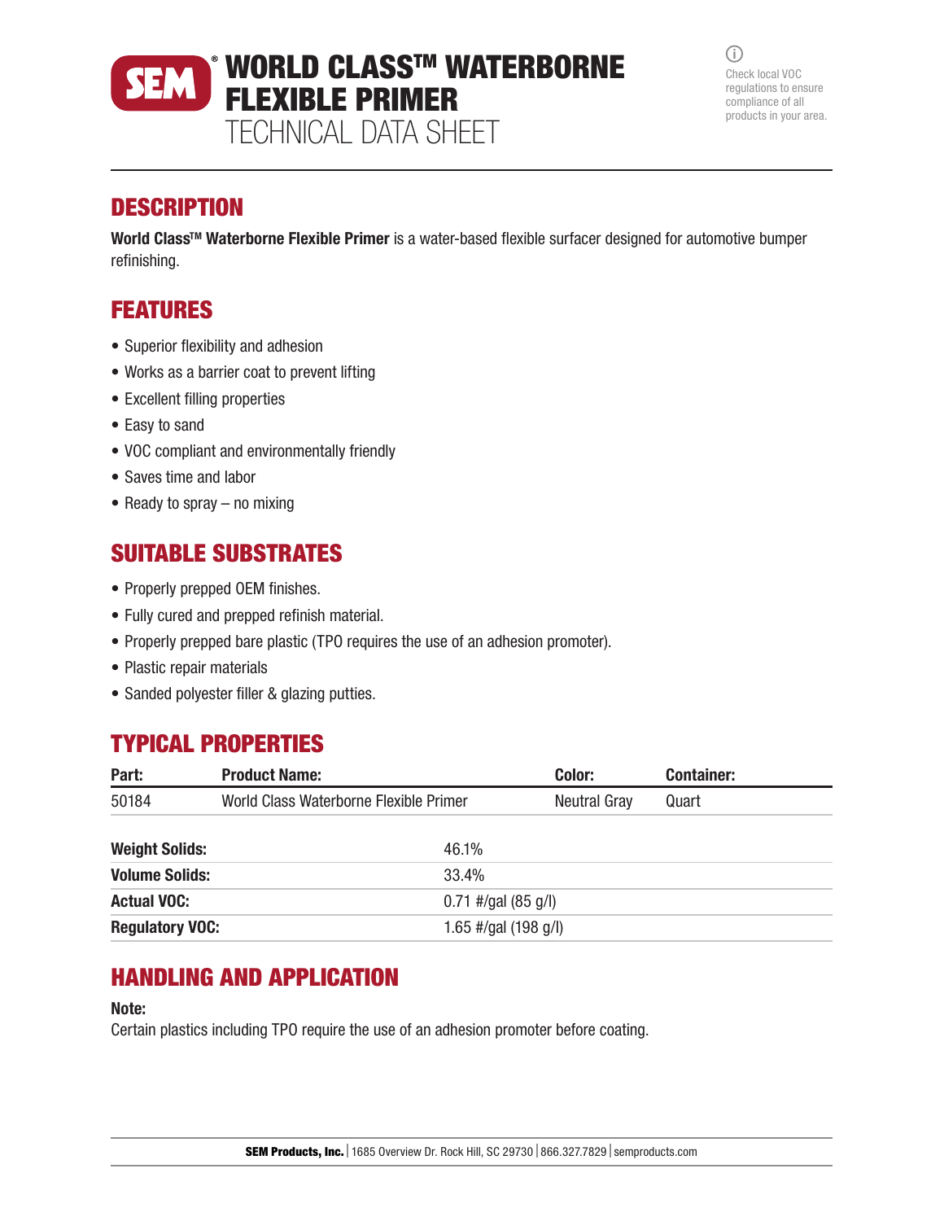# WORLD CLASS™ WATERBORNE FLEXIBLE PRIMER

TECHNICAL DATA SHEET

Check local VOC regulations to ensure compliance of all products in your area.

## DESCRIPTION

**World Class™ Waterborne Flexible Primer** is a water-based flexible surfacer designed for automotive bumper refinishing.

## FEATURES

- Superior flexibility and adhesion
- Works as a barrier coat to prevent lifting
- Excellent filling properties
- Easy to sand
- VOC compliant and environmentally friendly
- Saves time and labor
- Ready to spray – no mixing

## SUITABLE SUBSTRATES

- Properly prepped OEM finishes.
- Fully cured and prepped refinish material.
- Properly prepped bare plastic (TPO requires the use of an adhesion promoter).
- Plastic repair materials
- Sanded polyester filler & glazing putties.

## TYPICAL PROPERTIES

| Part: | Product Name: | Color: | Container: |
|---|---|---|---|
| 50184 | World Class Waterborne Flexible Primer | Neutral Gray | Quart |

| | |
|---|---|
| **Weight Solids:** | 46.1% |
| **Volume Solids:** | 33.4% |
| **Actual VOC:** | 0.71 #/gal (85 g/l) |
| **Regulatory VOC:** | 1.65 #/gal (198 g/l) |

## HANDLING AND APPLICATION

**Note:**
Certain plastics including TPO require the use of an adhesion promoter before coating.

**SEM Products, Inc.** | 1685 Overview Dr. Rock Hill, SC 29730 | 866.327.7829 | semproducts.com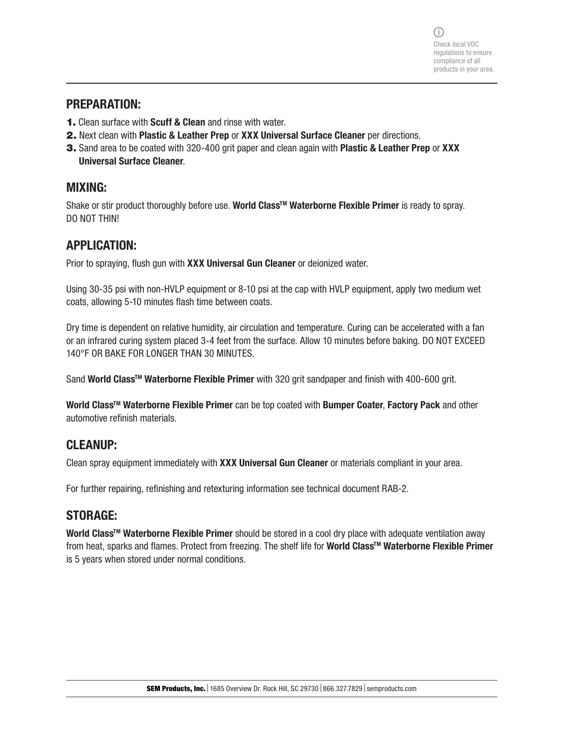Check local VOC regulations to ensure compliance of all products in your area.

## PREPARATION:

1. Clean surface with **Scuff & Clean** and rinse with water.
2. Next clean with **Plastic & Leather Prep** or **XXX Universal Surface Cleaner** per directions.
3. Sand area to be coated with 320-400 grit paper and clean again with **Plastic & Leather Prep** or **XXX Universal Surface Cleaner**.

## MIXING:

Shake or stir product thoroughly before use. **World Class™ Waterborne Flexible Primer** is ready to spray. DO NOT THIN!

## APPLICATION:

Prior to spraying, flush gun with **XXX Universal Gun Cleaner** or deionized water.

Using 30-35 psi with non-HVLP equipment or 8-10 psi at the cap with HVLP equipment, apply two medium wet coats, allowing 5-10 minutes flash time between coats.

Dry time is dependent on relative humidity, air circulation and temperature. Curing can be accelerated with a fan or an infrared curing system placed 3-4 feet from the surface. Allow 10 minutes before baking. DO NOT EXCEED 140°F OR BAKE FOR LONGER THAN 30 MINUTES.

Sand **World Class™ Waterborne Flexible Primer** with 320 grit sandpaper and finish with 400-600 grit.

**World Class™ Waterborne Flexible Primer** can be top coated with **Bumper Coater**, **Factory Pack** and other automotive refinish materials.

## CLEANUP:

Clean spray equipment immediately with **XXX Universal Gun Cleaner** or materials compliant in your area.

For further repairing, refinishing and retexturing information see technical document RAB-2.

## STORAGE:

**World Class™ Waterborne Flexible Primer** should be stored in a cool dry place with adequate ventilation away from heat, sparks and flames. Protect from freezing. The shelf life for **World Class™ Waterborne Flexible Primer** is 5 years when stored under normal conditions.

**SEM Products, Inc.** | 1685 Overview Dr. Rock Hill, SC 29730 | 866.327.7829 | semproducts.com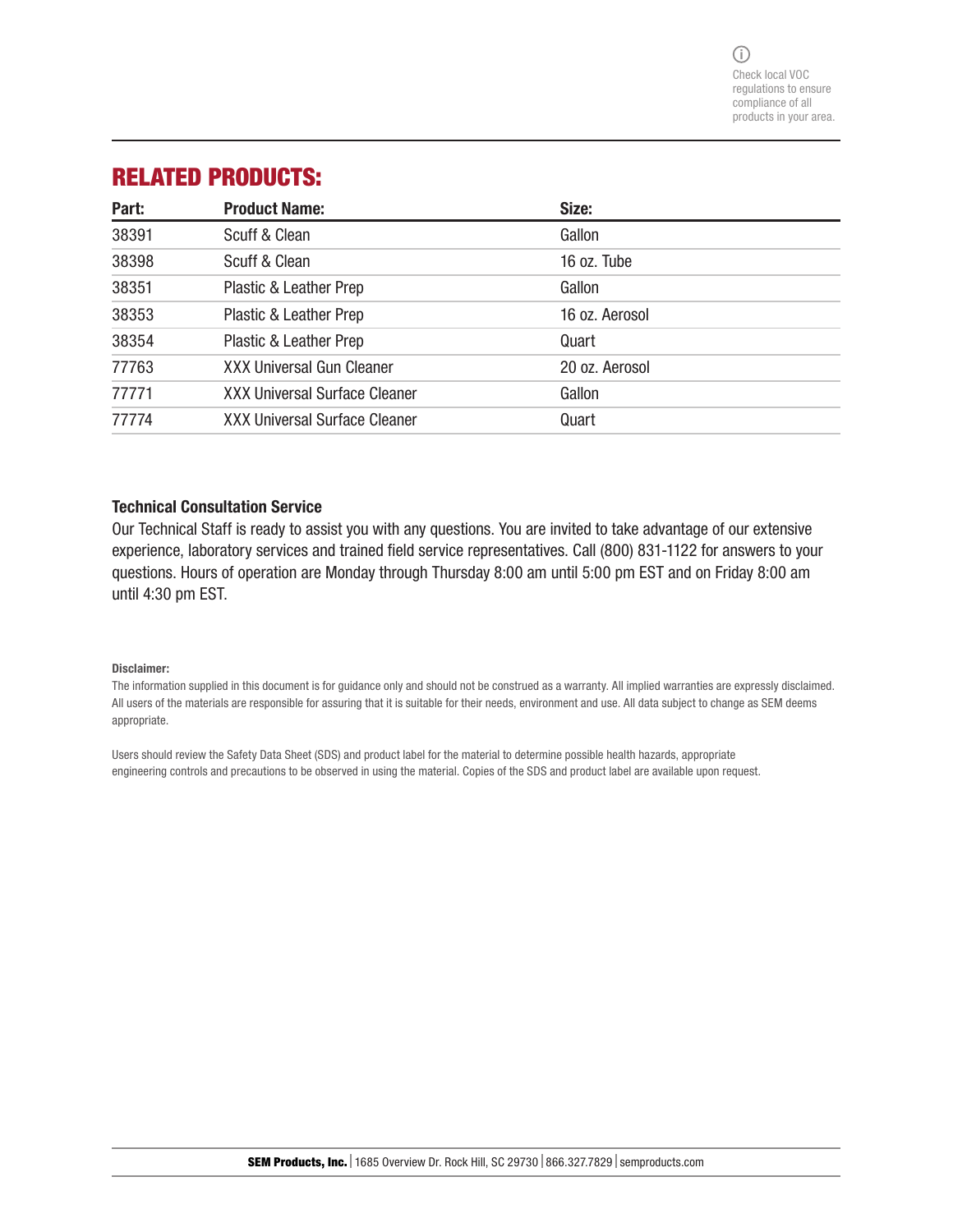Check local VOC regulations to ensure compliance of all products in your area.

## RELATED PRODUCTS:

| Part: | Product Name: | Size: |
|---|---|---|
| 38391 | Scuff & Clean | Gallon |
| 38398 | Scuff & Clean | 16 oz. Tube |
| 38351 | Plastic & Leather Prep | Gallon |
| 38353 | Plastic & Leather Prep | 16 oz. Aerosol |
| 38354 | Plastic & Leather Prep | Quart |
| 77763 | XXX Universal Gun Cleaner | 20 oz. Aerosol |
| 77771 | XXX Universal Surface Cleaner | Gallon |
| 77774 | XXX Universal Surface Cleaner | Quart |

### Technical Consultation Service

Our Technical Staff is ready to assist you with any questions. You are invited to take advantage of our extensive experience, laboratory services and trained field service representatives. Call (800) 831-1122 for answers to your questions. Hours of operation are Monday through Thursday 8:00 am until 5:00 pm EST and on Friday 8:00 am until 4:30 pm EST.

**Disclaimer:**

The information supplied in this document is for guidance only and should not be construed as a warranty. All implied warranties are expressly disclaimed. All users of the materials are responsible for assuring that it is suitable for their needs, environment and use. All data subject to change as SEM deems appropriate.

Users should review the Safety Data Sheet (SDS) and product label for the material to determine possible health hazards, appropriate engineering controls and precautions to be observed in using the material. Copies of the SDS and product label are available upon request.

**SEM Products, Inc.** | 1685 Overview Dr. Rock Hill, SC 29730 | 866.327.7829 | semproducts.com